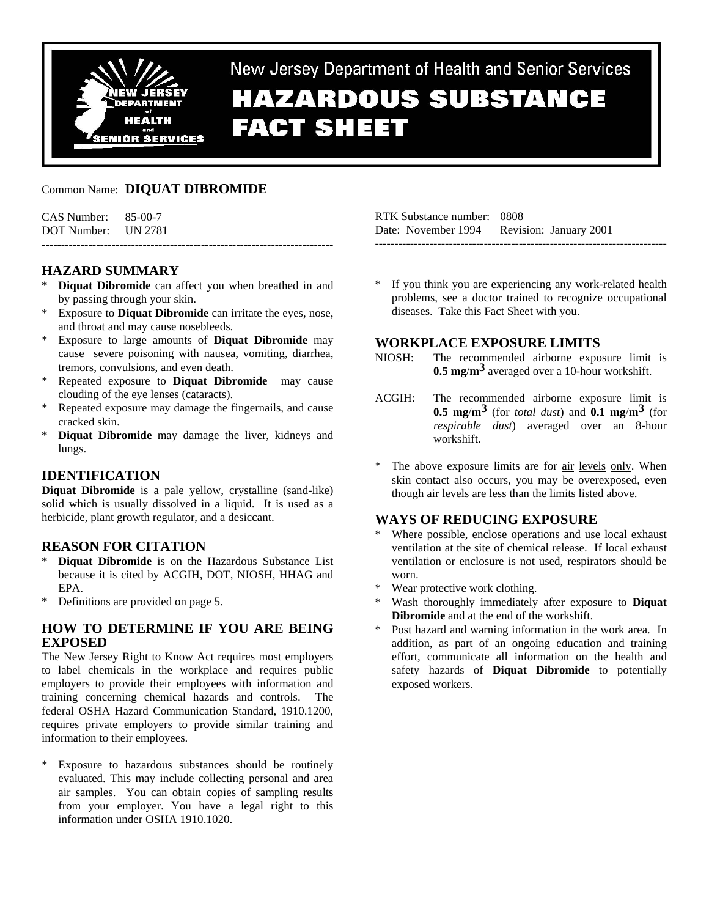New Jersey Department of Health and Senior Services

# HAZARDOUS SUBSTANCE FACT SHEET

Common Name: **DIQUAT DIBROMIDE**

CAS Number: 85-00-7
DOT Number: UN 2781

RTK Substance number: 0808
Date: November 1994 Revision: January 2001

---

## HAZARD SUMMARY

* **Diquat Dibromide** can affect you when breathed in and by passing through your skin.
* Exposure to **Diquat Dibromide** can irritate the eyes, nose, and throat and may cause nosebleeds.
* Exposure to large amounts of **Diquat Dibromide** may cause severe poisoning with nausea, vomiting, diarrhea, tremors, convulsions, and even death.
* Repeated exposure to **Diquat Dibromide** may cause clouding of the eye lenses (cataracts).
* Repeated exposure may damage the fingernails, and cause cracked skin.
* **Diquat Dibromide** may damage the liver, kidneys and lungs.

## IDENTIFICATION

**Diquat Dibromide** is a pale yellow, crystalline (sand-like) solid which is usually dissolved in a liquid. It is used as a herbicide, plant growth regulator, and a desiccant.

## REASON FOR CITATION

* **Diquat Dibromide** is on the Hazardous Substance List because it is cited by ACGIH, DOT, NIOSH, HHAG and EPA.
* Definitions are provided on page 5.

## HOW TO DETERMINE IF YOU ARE BEING EXPOSED

The New Jersey Right to Know Act requires most employers to label chemicals in the workplace and requires public employers to provide their employees with information and training concerning chemical hazards and controls. The federal OSHA Hazard Communication Standard, 1910.1200, requires private employers to provide similar training and information to their employees.

* Exposure to hazardous substances should be routinely evaluated. This may include collecting personal and area air samples. You can obtain copies of sampling results from your employer. You have a legal right to this information under OSHA 1910.1020.
* If you think you are experiencing any work-related health problems, see a doctor trained to recognize occupational diseases. Take this Fact Sheet with you.

## WORKPLACE EXPOSURE LIMITS

NIOSH: The recommended airborne exposure limit is **0.5 mg/m$^3$** averaged over a 10-hour workshift.

ACGIH: The recommended airborne exposure limit is **0.5 mg/m$^3$** (for *total dust*) and **0.1 mg/m$^3$** (for *respirable dust*) averaged over an 8-hour workshift.

* The above exposure limits are for air levels only. When skin contact also occurs, you may be overexposed, even though air levels are less than the limits listed above.

## WAYS OF REDUCING EXPOSURE

* Where possible, enclose operations and use local exhaust ventilation at the site of chemical release. If local exhaust ventilation or enclosure is not used, respirators should be worn.
* Wear protective work clothing.
* Wash thoroughly immediately after exposure to **Diquat Dibromide** and at the end of the workshift.
* Post hazard and warning information in the work area. In addition, as part of an ongoing education and training effort, communicate all information on the health and safety hazards of **Diquat Dibromide** to potentially exposed workers.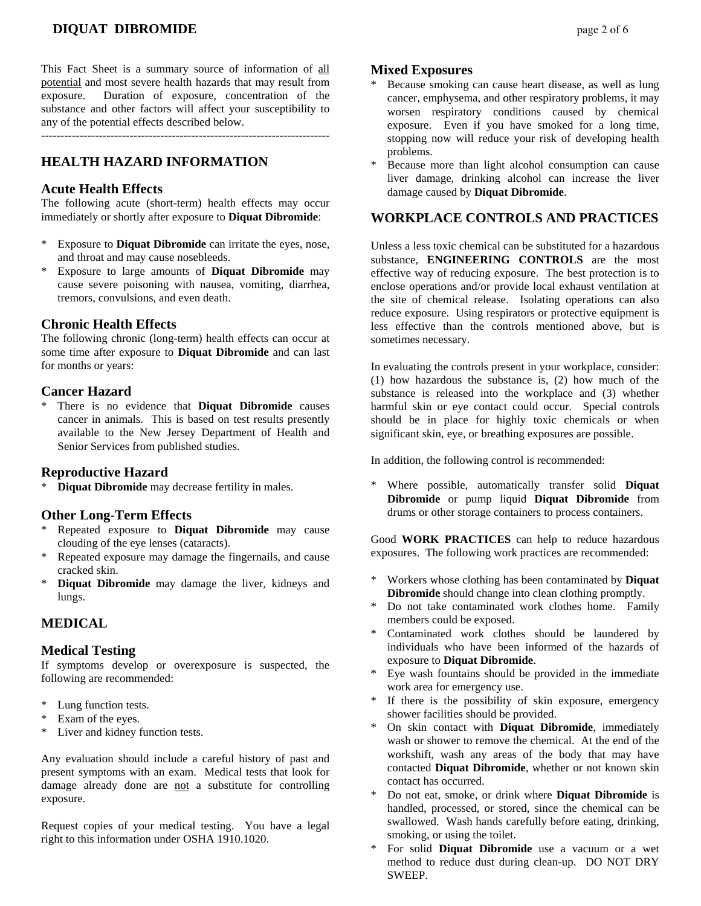This Fact Sheet is a summary source of information of all potential and most severe health hazards that may result from exposure. Duration of exposure, concentration of the substance and other factors will affect your susceptibility to any of the potential effects described below.

---

## HEALTH HAZARD INFORMATION

### Acute Health Effects

The following acute (short-term) health effects may occur immediately or shortly after exposure to **Diquat Dibromide**:

* Exposure to **Diquat Dibromide** can irritate the eyes, nose, and throat and may cause nosebleeds.
* Exposure to large amounts of **Diquat Dibromide** may cause severe poisoning with nausea, vomiting, diarrhea, tremors, convulsions, and even death.

### Chronic Health Effects

The following chronic (long-term) health effects can occur at some time after exposure to **Diquat Dibromide** and can last for months or years:

### Cancer Hazard

* There is no evidence that **Diquat Dibromide** causes cancer in animals. This is based on test results presently available to the New Jersey Department of Health and Senior Services from published studies.

### Reproductive Hazard

* **Diquat Dibromide** may decrease fertility in males.

### Other Long-Term Effects

* Repeated exposure to **Diquat Dibromide** may cause clouding of the eye lenses (cataracts).
* Repeated exposure may damage the fingernails, and cause cracked skin.
* **Diquat Dibromide** may damage the liver, kidneys and lungs.

## MEDICAL

### Medical Testing

If symptoms develop or overexposure is suspected, the following are recommended:

* Lung function tests.
* Exam of the eyes.
* Liver and kidney function tests.

Any evaluation should include a careful history of past and present symptoms with an exam. Medical tests that look for damage already done are not a substitute for controlling exposure.

Request copies of your medical testing. You have a legal right to this information under OSHA 1910.1020.

### Mixed Exposures

* Because smoking can cause heart disease, as well as lung cancer, emphysema, and other respiratory problems, it may worsen respiratory conditions caused by chemical exposure. Even if you have smoked for a long time, stopping now will reduce your risk of developing health problems.
* Because more than light alcohol consumption can cause liver damage, drinking alcohol can increase the liver damage caused by **Diquat Dibromide**.

## WORKPLACE CONTROLS AND PRACTICES

Unless a less toxic chemical can be substituted for a hazardous substance, **ENGINEERING CONTROLS** are the most effective way of reducing exposure. The best protection is to enclose operations and/or provide local exhaust ventilation at the site of chemical release. Isolating operations can also reduce exposure. Using respirators or protective equipment is less effective than the controls mentioned above, but is sometimes necessary.

In evaluating the controls present in your workplace, consider: (1) how hazardous the substance is, (2) how much of the substance is released into the workplace and (3) whether harmful skin or eye contact could occur. Special controls should be in place for highly toxic chemicals or when significant skin, eye, or breathing exposures are possible.

In addition, the following control is recommended:

* Where possible, automatically transfer solid **Diquat Dibromide** or pump liquid **Diquat Dibromide** from drums or other storage containers to process containers.

Good **WORK PRACTICES** can help to reduce hazardous exposures. The following work practices are recommended:

* Workers whose clothing has been contaminated by **Diquat Dibromide** should change into clean clothing promptly.
* Do not take contaminated work clothes home. Family members could be exposed.
* Contaminated work clothes should be laundered by individuals who have been informed of the hazards of exposure to **Diquat Dibromide**.
* Eye wash fountains should be provided in the immediate work area for emergency use.
* If there is the possibility of skin exposure, emergency shower facilities should be provided.
* On skin contact with **Diquat Dibromide**, immediately wash or shower to remove the chemical. At the end of the workshift, wash any areas of the body that may have contacted **Diquat Dibromide**, whether or not known skin contact has occurred.
* Do not eat, smoke, or drink where **Diquat Dibromide** is handled, processed, or stored, since the chemical can be swallowed. Wash hands carefully before eating, drinking, smoking, or using the toilet.
* For solid **Diquat Dibromide** use a vacuum or a wet method to reduce dust during clean-up. DO NOT DRY SWEEP.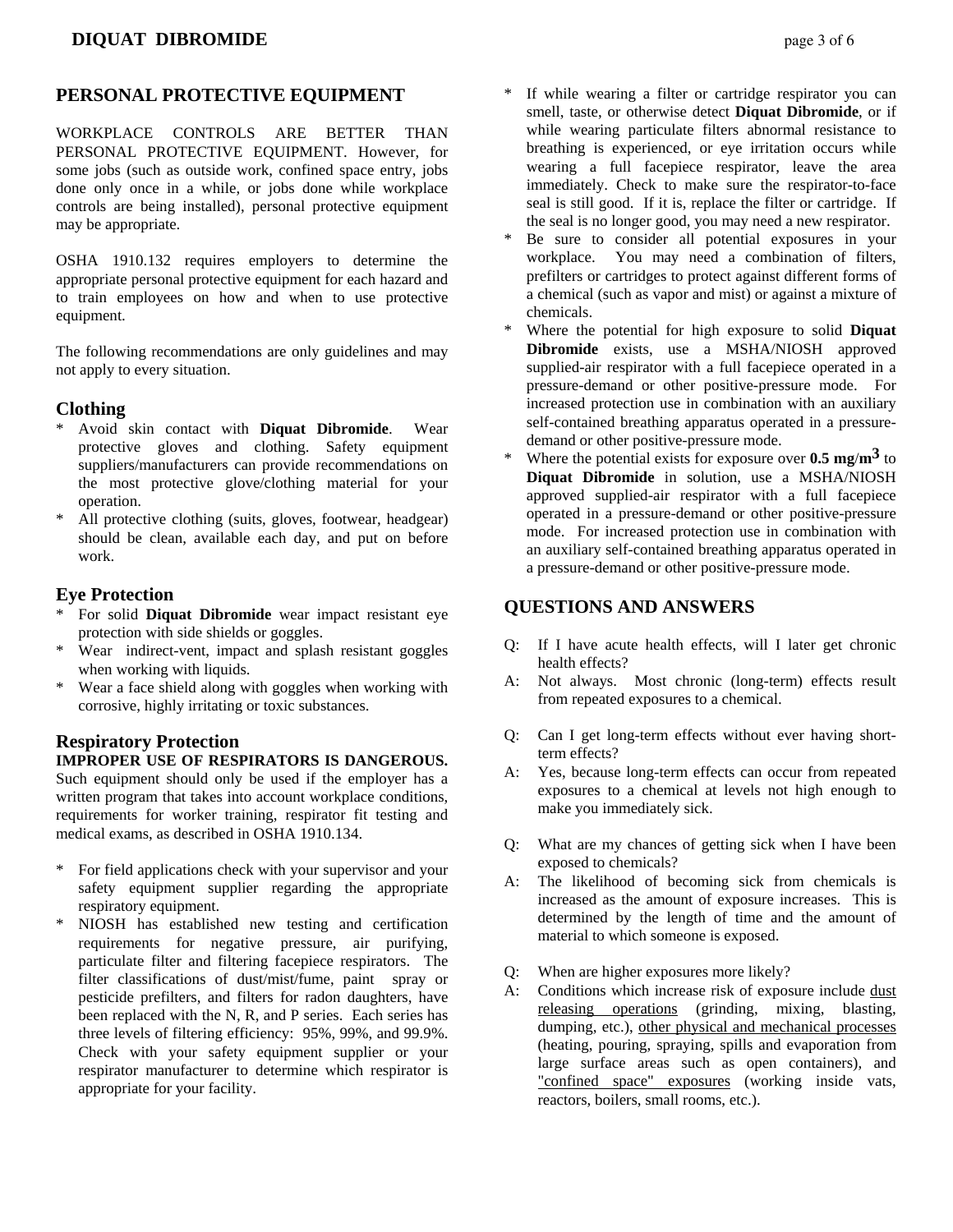## PERSONAL PROTECTIVE EQUIPMENT

WORKPLACE CONTROLS ARE BETTER THAN PERSONAL PROTECTIVE EQUIPMENT. However, for some jobs (such as outside work, confined space entry, jobs done only once in a while, or jobs done while workplace controls are being installed), personal protective equipment may be appropriate.

OSHA 1910.132 requires employers to determine the appropriate personal protective equipment for each hazard and to train employees on how and when to use protective equipment.

The following recommendations are only guidelines and may not apply to every situation.

### Clothing

* Avoid skin contact with **Diquat Dibromide**. Wear protective gloves and clothing. Safety equipment suppliers/manufacturers can provide recommendations on the most protective glove/clothing material for your operation.
* All protective clothing (suits, gloves, footwear, headgear) should be clean, available each day, and put on before work.

### Eye Protection

* For solid **Diquat Dibromide** wear impact resistant eye protection with side shields or goggles.
* Wear indirect-vent, impact and splash resistant goggles when working with liquids.
* Wear a face shield along with goggles when working with corrosive, highly irritating or toxic substances.

### Respiratory Protection

**IMPROPER USE OF RESPIRATORS IS DANGEROUS.** Such equipment should only be used if the employer has a written program that takes into account workplace conditions, requirements for worker training, respirator fit testing and medical exams, as described in OSHA 1910.134.

* For field applications check with your supervisor and your safety equipment supplier regarding the appropriate respiratory equipment.
* NIOSH has established new testing and certification requirements for negative pressure, air purifying, particulate filter and filtering facepiece respirators. The filter classifications of dust/mist/fume, paint spray or pesticide prefilters, and filters for radon daughters, have been replaced with the N, R, and P series. Each series has three levels of filtering efficiency: 95%, 99%, and 99.9%. Check with your safety equipment supplier or your respirator manufacturer to determine which respirator is appropriate for your facility.
* If while wearing a filter or cartridge respirator you can smell, taste, or otherwise detect **Diquat Dibromide**, or if while wearing particulate filters abnormal resistance to breathing is experienced, or eye irritation occurs while wearing a full facepiece respirator, leave the area immediately. Check to make sure the respirator-to-face seal is still good. If it is, replace the filter or cartridge. If the seal is no longer good, you may need a new respirator.
* Be sure to consider all potential exposures in your workplace. You may need a combination of filters, prefilters or cartridges to protect against different forms of a chemical (such as vapor and mist) or against a mixture of chemicals.
* Where the potential for high exposure to solid **Diquat Dibromide** exists, use a MSHA/NIOSH approved supplied-air respirator with a full facepiece operated in a pressure-demand or other positive-pressure mode. For increased protection use in combination with an auxiliary self-contained breathing apparatus operated in a pressure-demand or other positive-pressure mode.
* Where the potential exists for exposure over **0.5 mg/m$^3$** to **Diquat Dibromide** in solution, use a MSHA/NIOSH approved supplied-air respirator with a full facepiece operated in a pressure-demand or other positive-pressure mode. For increased protection use in combination with an auxiliary self-contained breathing apparatus operated in a pressure-demand or other positive-pressure mode.

## QUESTIONS AND ANSWERS

Q: If I have acute health effects, will I later get chronic health effects?

A: Not always. Most chronic (long-term) effects result from repeated exposures to a chemical.

Q: Can I get long-term effects without ever having short-term effects?

A: Yes, because long-term effects can occur from repeated exposures to a chemical at levels not high enough to make you immediately sick.

Q: What are my chances of getting sick when I have been exposed to chemicals?

A: The likelihood of becoming sick from chemicals is increased as the amount of exposure increases. This is determined by the length of time and the amount of material to which someone is exposed.

Q: When are higher exposures more likely?

A: Conditions which increase risk of exposure include dust releasing operations (grinding, mixing, blasting, dumping, etc.), other physical and mechanical processes (heating, pouring, spraying, spills and evaporation from large surface areas such as open containers), and "confined space" exposures (working inside vats, reactors, boilers, small rooms, etc.).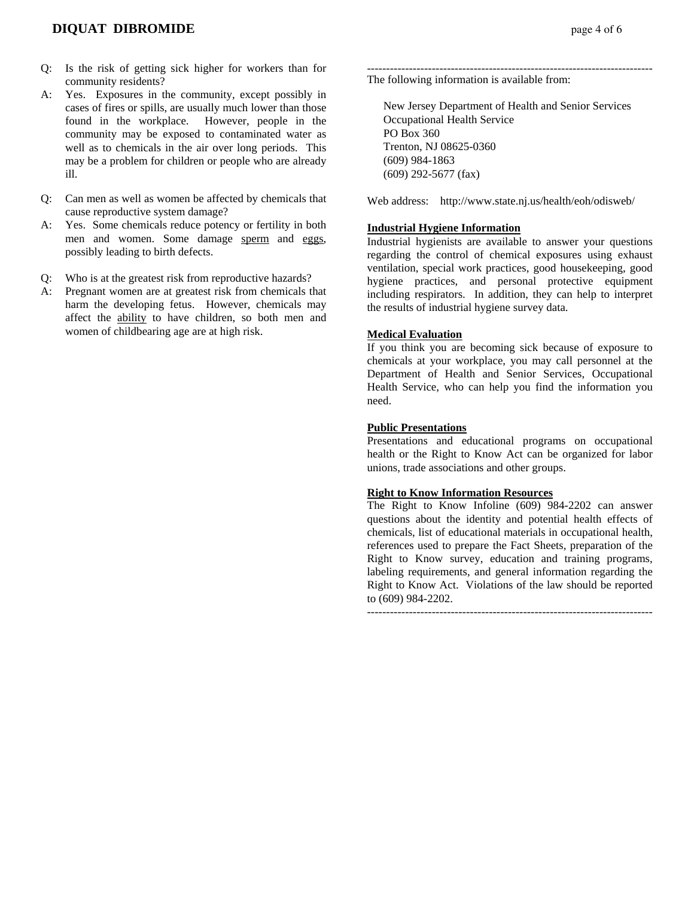Q: Is the risk of getting sick higher for workers than for community residents?

A: Yes. Exposures in the community, except possibly in cases of fires or spills, are usually much lower than those found in the workplace. However, people in the community may be exposed to contaminated water as well as to chemicals in the air over long periods. This may be a problem for children or people who are already ill.

Q: Can men as well as women be affected by chemicals that cause reproductive system damage?

A: Yes. Some chemicals reduce potency or fertility in both men and women. Some damage sperm and eggs, possibly leading to birth defects.

Q: Who is at the greatest risk from reproductive hazards?

A: Pregnant women are at greatest risk from chemicals that harm the developing fetus. However, chemicals may affect the ability to have children, so both men and women of childbearing age are at high risk.

---

The following information is available from:

New Jersey Department of Health and Senior Services
Occupational Health Service
PO Box 360
Trenton, NJ 08625-0360
(609) 984-1863
(609) 292-5677 (fax)

Web address: http://www.state.nj.us/health/eoh/odisweb/

**Industrial Hygiene Information**

Industrial hygienists are available to answer your questions regarding the control of chemical exposures using exhaust ventilation, special work practices, good housekeeping, good hygiene practices, and personal protective equipment including respirators. In addition, they can help to interpret the results of industrial hygiene survey data.

**Medical Evaluation**

If you think you are becoming sick because of exposure to chemicals at your workplace, you may call personnel at the Department of Health and Senior Services, Occupational Health Service, who can help you find the information you need.

**Public Presentations**

Presentations and educational programs on occupational health or the Right to Know Act can be organized for labor unions, trade associations and other groups.

**Right to Know Information Resources**

The Right to Know Infoline (609) 984-2202 can answer questions about the identity and potential health effects of chemicals, list of educational materials in occupational health, references used to prepare the Fact Sheets, preparation of the Right to Know survey, education and training programs, labeling requirements, and general information regarding the Right to Know Act. Violations of the law should be reported to (609) 984-2202.

---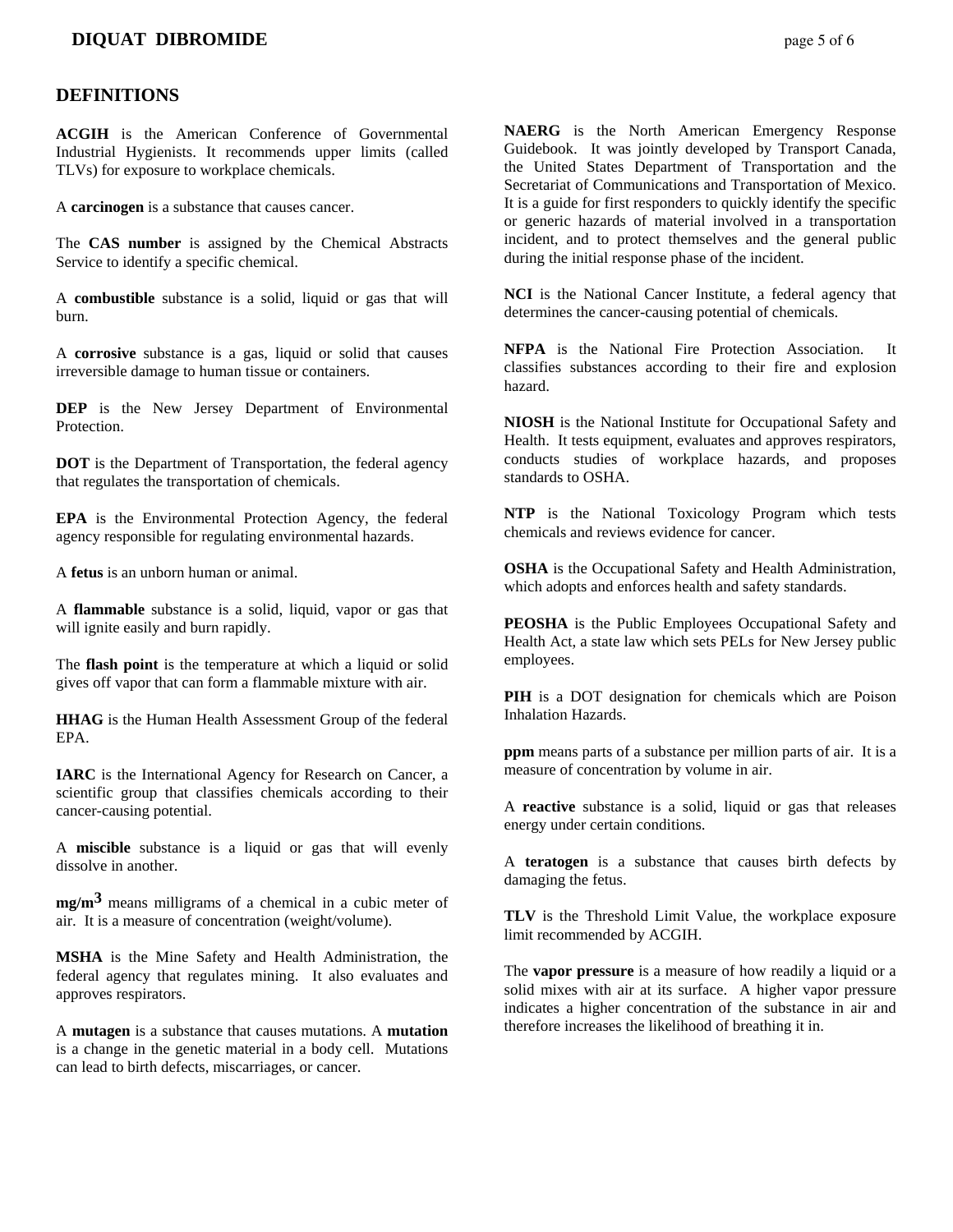## DEFINITIONS

**ACGIH** is the American Conference of Governmental Industrial Hygienists. It recommends upper limits (called TLVs) for exposure to workplace chemicals.

A **carcinogen** is a substance that causes cancer.

The **CAS number** is assigned by the Chemical Abstracts Service to identify a specific chemical.

A **combustible** substance is a solid, liquid or gas that will burn.

A **corrosive** substance is a gas, liquid or solid that causes irreversible damage to human tissue or containers.

**DEP** is the New Jersey Department of Environmental Protection.

**DOT** is the Department of Transportation, the federal agency that regulates the transportation of chemicals.

**EPA** is the Environmental Protection Agency, the federal agency responsible for regulating environmental hazards.

A **fetus** is an unborn human or animal.

A **flammable** substance is a solid, liquid, vapor or gas that will ignite easily and burn rapidly.

The **flash point** is the temperature at which a liquid or solid gives off vapor that can form a flammable mixture with air.

**HHAG** is the Human Health Assessment Group of the federal EPA.

**IARC** is the International Agency for Research on Cancer, a scientific group that classifies chemicals according to their cancer-causing potential.

A **miscible** substance is a liquid or gas that will evenly dissolve in another.

**$mg/m^3$** means milligrams of a chemical in a cubic meter of air. It is a measure of concentration (weight/volume).

**MSHA** is the Mine Safety and Health Administration, the federal agency that regulates mining. It also evaluates and approves respirators.

A **mutagen** is a substance that causes mutations. A **mutation** is a change in the genetic material in a body cell. Mutations can lead to birth defects, miscarriages, or cancer.

**NAERG** is the North American Emergency Response Guidebook. It was jointly developed by Transport Canada, the United States Department of Transportation and the Secretariat of Communications and Transportation of Mexico. It is a guide for first responders to quickly identify the specific or generic hazards of material involved in a transportation incident, and to protect themselves and the general public during the initial response phase of the incident.

**NCI** is the National Cancer Institute, a federal agency that determines the cancer-causing potential of chemicals.

**NFPA** is the National Fire Protection Association. It classifies substances according to their fire and explosion hazard.

**NIOSH** is the National Institute for Occupational Safety and Health. It tests equipment, evaluates and approves respirators, conducts studies of workplace hazards, and proposes standards to OSHA.

**NTP** is the National Toxicology Program which tests chemicals and reviews evidence for cancer.

**OSHA** is the Occupational Safety and Health Administration, which adopts and enforces health and safety standards.

**PEOSHA** is the Public Employees Occupational Safety and Health Act, a state law which sets PELs for New Jersey public employees.

**PIH** is a DOT designation for chemicals which are Poison Inhalation Hazards.

**ppm** means parts of a substance per million parts of air. It is a measure of concentration by volume in air.

A **reactive** substance is a solid, liquid or gas that releases energy under certain conditions.

A **teratogen** is a substance that causes birth defects by damaging the fetus.

**TLV** is the Threshold Limit Value, the workplace exposure limit recommended by ACGIH.

The **vapor pressure** is a measure of how readily a liquid or a solid mixes with air at its surface. A higher vapor pressure indicates a higher concentration of the substance in air and therefore increases the likelihood of breathing it in.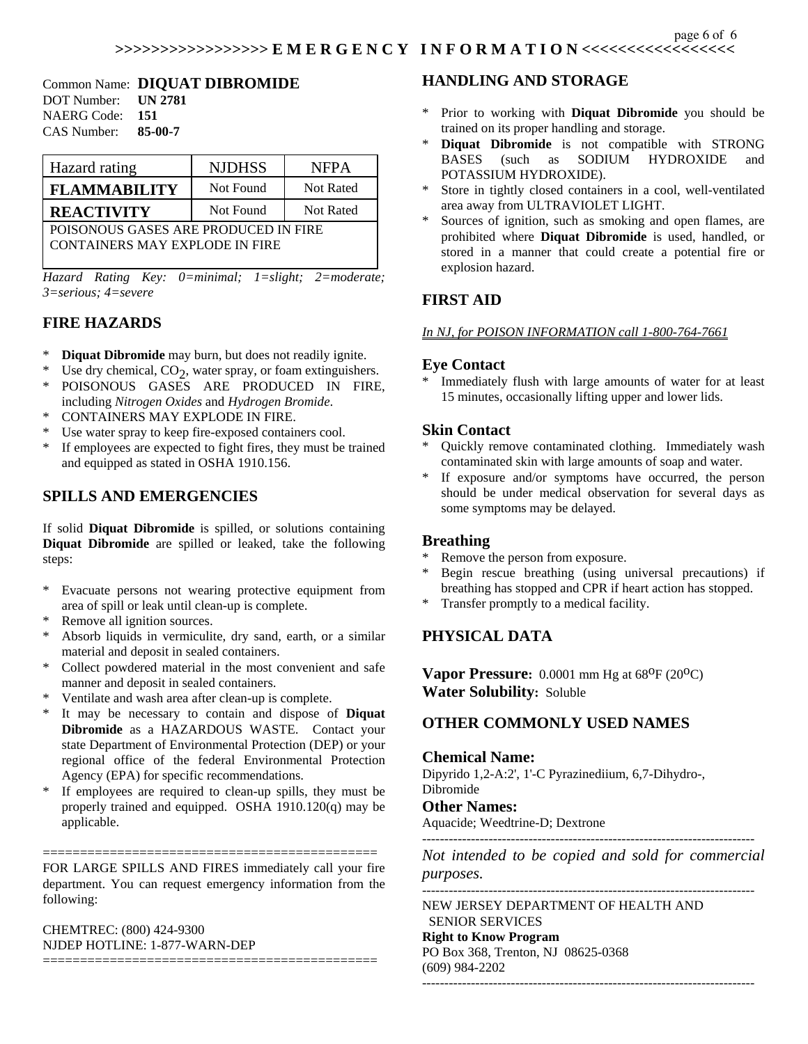# >>>>>>>>>>>>>>>>> E M E R G E N C Y   I N F O R M A T I O N <<<<<<<<<<<<<<<<<

Common Name: **DIQUAT DIBROMIDE**
DOT Number: **UN 2781**
NAERG Code: **151**
CAS Number: **85-00-7**

| Hazard rating | NJDHSS | NFPA |
|---|---|---|
| **FLAMMABILITY** | Not Found | Not Rated |
| **REACTIVITY** | Not Found | Not Rated |
| POISONOUS GASES ARE PRODUCED IN FIRE<br>CONTAINERS MAY EXPLODE IN FIRE | | |

*Hazard Rating Key: 0=minimal; 1=slight; 2=moderate; 3=serious; 4=severe*

## FIRE HAZARDS

* **Diquat Dibromide** may burn, but does not readily ignite.
* Use dry chemical, $CO_2$, water spray, or foam extinguishers.
* POISONOUS GASES ARE PRODUCED IN FIRE, including *Nitrogen Oxides* and *Hydrogen Bromide*.
* CONTAINERS MAY EXPLODE IN FIRE.
* Use water spray to keep fire-exposed containers cool.
* If employees are expected to fight fires, they must be trained and equipped as stated in OSHA 1910.156.

## SPILLS AND EMERGENCIES

If solid **Diquat Dibromide** is spilled, or solutions containing **Diquat Dibromide** are spilled or leaked, take the following steps:

* Evacuate persons not wearing protective equipment from area of spill or leak until clean-up is complete.
* Remove all ignition sources.
* Absorb liquids in vermiculite, dry sand, earth, or a similar material and deposit in sealed containers.
* Collect powdered material in the most convenient and safe manner and deposit in sealed containers.
* Ventilate and wash area after clean-up is complete.
* It may be necessary to contain and dispose of **Diquat Dibromide** as a HAZARDOUS WASTE. Contact your state Department of Environmental Protection (DEP) or your regional office of the federal Environmental Protection Agency (EPA) for specific recommendations.
* If employees are required to clean-up spills, they must be properly trained and equipped. OSHA 1910.120(q) may be applicable.

============================================

FOR LARGE SPILLS AND FIRES immediately call your fire department. You can request emergency information from the following:

CHEMTREC: (800) 424-9300
NJDEP HOTLINE: 1-877-WARN-DEP

============================================

## HANDLING AND STORAGE

* Prior to working with **Diquat Dibromide** you should be trained on its proper handling and storage.
* **Diquat Dibromide** is not compatible with STRONG BASES (such as SODIUM HYDROXIDE and POTASSIUM HYDROXIDE).
* Store in tightly closed containers in a cool, well-ventilated area away from ULTRAVIOLET LIGHT.
* Sources of ignition, such as smoking and open flames, are prohibited where **Diquat Dibromide** is used, handled, or stored in a manner that could create a potential fire or explosion hazard.

## FIRST AID

*In NJ, for POISON INFORMATION call 1-800-764-7661*

### Eye Contact

* Immediately flush with large amounts of water for at least 15 minutes, occasionally lifting upper and lower lids.

### Skin Contact

* Quickly remove contaminated clothing. Immediately wash contaminated skin with large amounts of soap and water.
* If exposure and/or symptoms have occurred, the person should be under medical observation for several days as some symptoms may be delayed.

### Breathing

* Remove the person from exposure.
* Begin rescue breathing (using universal precautions) if breathing has stopped and CPR if heart action has stopped.
* Transfer promptly to a medical facility.

## PHYSICAL DATA

**Vapor Pressure:** 0.0001 mm Hg at 68°F (20°C)
**Water Solubility:** Soluble

## OTHER COMMONLY USED NAMES

### Chemical Name:

Dipyrido 1,2-A:2', 1'-C Pyrazinediium, 6,7-Dihydro-, Dibromide

### Other Names:

Aquacide; Weedtrine-D; Dextrone

---

*Not intended to be copied and sold for commercial purposes.*

---

NEW JERSEY DEPARTMENT OF HEALTH AND SENIOR SERVICES
**Right to Know Program**
PO Box 368, Trenton, NJ 08625-0368
(609) 984-2202

---